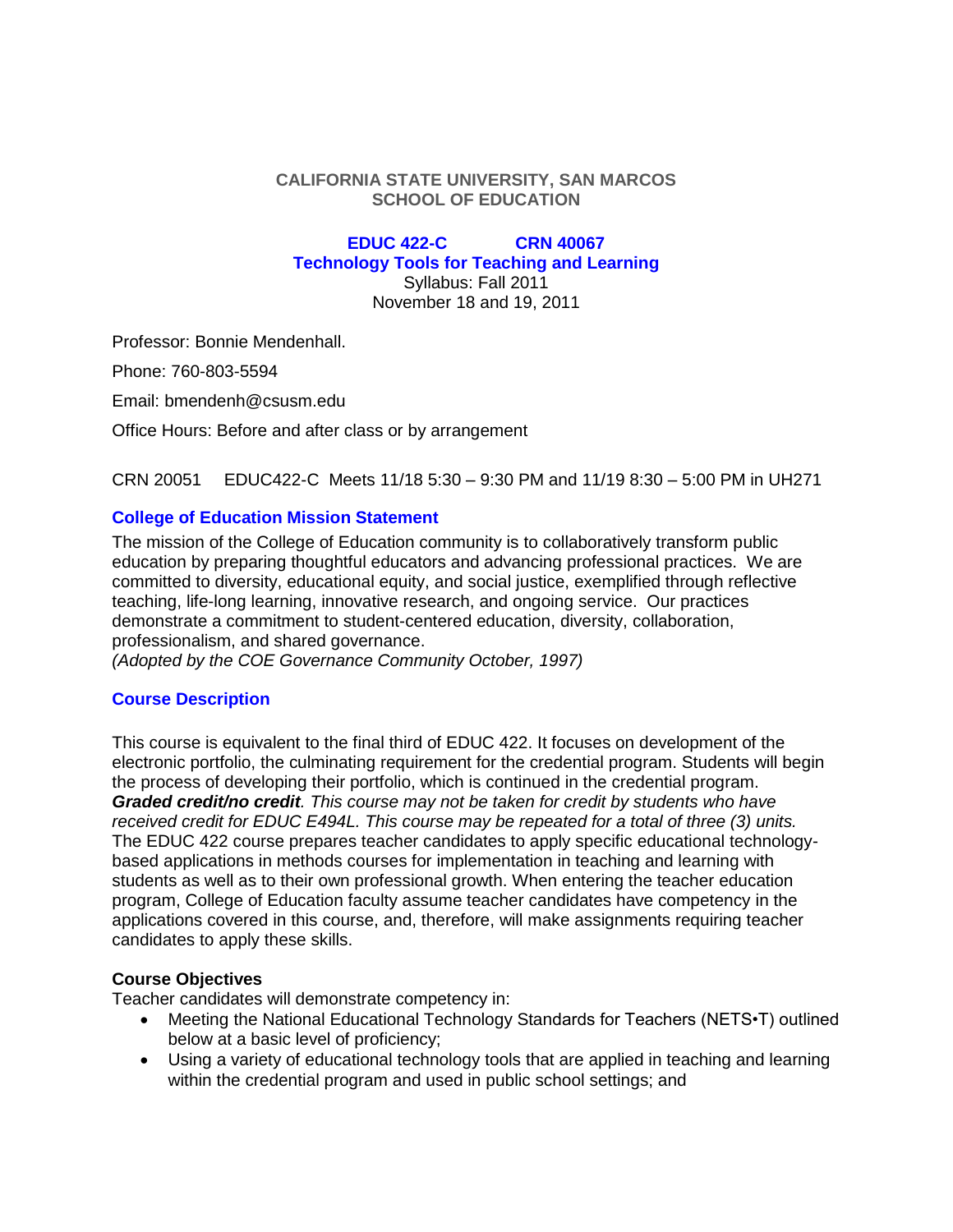**CALIFORNIA STATE UNIVERSITY, SAN MARCOS**
**SCHOOL OF EDUCATION**

**EDUC 422-C CRN 40067**
**Technology Tools for Teaching and Learning**
Syllabus: Fall 2011
November 18 and 19, 2011

Professor: Bonnie Mendenhall.

Phone: 760-803-5594

Email: bmendenh@csusm.edu

Office Hours: Before and after class or by arrangement

CRN 20051 EDUC422-C Meets 11/18 5:30 – 9:30 PM and 11/19 8:30 – 5:00 PM in UH271

## College of Education Mission Statement

The mission of the College of Education community is to collaboratively transform public education by preparing thoughtful educators and advancing professional practices. We are committed to diversity, educational equity, and social justice, exemplified through reflective teaching, life-long learning, innovative research, and ongoing service. Our practices demonstrate a commitment to student-centered education, diversity, collaboration, professionalism, and shared governance.
*(Adopted by the COE Governance Community October, 1997)*

## Course Description

This course is equivalent to the final third of EDUC 422. It focuses on development of the electronic portfolio, the culminating requirement for the credential program. Students will begin the process of developing their portfolio, which is continued in the credential program. ***Graded credit/no credit****. This course may not be taken for credit by students who have received credit for EDUC E494L. This course may be repeated for a total of three (3) units.* The EDUC 422 course prepares teacher candidates to apply specific educational technology-based applications in methods courses for implementation in teaching and learning with students as well as to their own professional growth. When entering the teacher education program, College of Education faculty assume teacher candidates have competency in the applications covered in this course, and, therefore, will make assignments requiring teacher candidates to apply these skills.

### Course Objectives

Teacher candidates will demonstrate competency in:

- Meeting the National Educational Technology Standards for Teachers (NETS•T) outlined below at a basic level of proficiency;
- Using a variety of educational technology tools that are applied in teaching and learning within the credential program and used in public school settings; and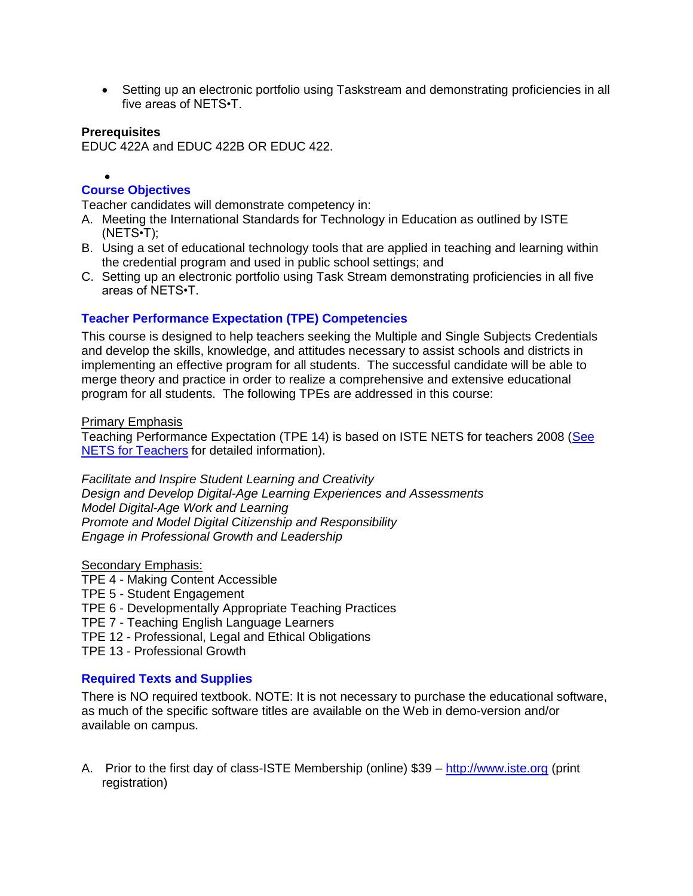- Setting up an electronic portfolio using Taskstream and demonstrating proficiencies in all five areas of NETS•T.

**Prerequisites**
EDUC 422A and EDUC 422B OR EDUC 422.

## Course Objectives

Teacher candidates will demonstrate competency in:

A. Meeting the International Standards for Technology in Education as outlined by ISTE (NETS•T);
B. Using a set of educational technology tools that are applied in teaching and learning within the credential program and used in public school settings; and
C. Setting up an electronic portfolio using Task Stream demonstrating proficiencies in all five areas of NETS•T.

## Teacher Performance Expectation (TPE) Competencies

This course is designed to help teachers seeking the Multiple and Single Subjects Credentials and develop the skills, knowledge, and attitudes necessary to assist schools and districts in implementing an effective program for all students. The successful candidate will be able to merge theory and practice in order to realize a comprehensive and extensive educational program for all students. The following TPEs are addressed in this course:

Primary Emphasis
Teaching Performance Expectation (TPE 14) is based on ISTE NETS for teachers 2008 ([See NETS for Teachers]() for detailed information).

*Facilitate and Inspire Student Learning and Creativity*
*Design and Develop Digital-Age Learning Experiences and Assessments*
*Model Digital-Age Work and Learning*
*Promote and Model Digital Citizenship and Responsibility*
*Engage in Professional Growth and Leadership*

Secondary Emphasis:
TPE 4 - Making Content Accessible
TPE 5 - Student Engagement
TPE 6 - Developmentally Appropriate Teaching Practices
TPE 7 - Teaching English Language Learners
TPE 12 - Professional, Legal and Ethical Obligations
TPE 13 - Professional Growth

## Required Texts and Supplies

There is NO required textbook. NOTE: It is not necessary to purchase the educational software, as much of the specific software titles are available on the Web in demo-version and/or available on campus.

A. Prior to the first day of class-ISTE Membership (online) $39 – http://www.iste.org (print registration)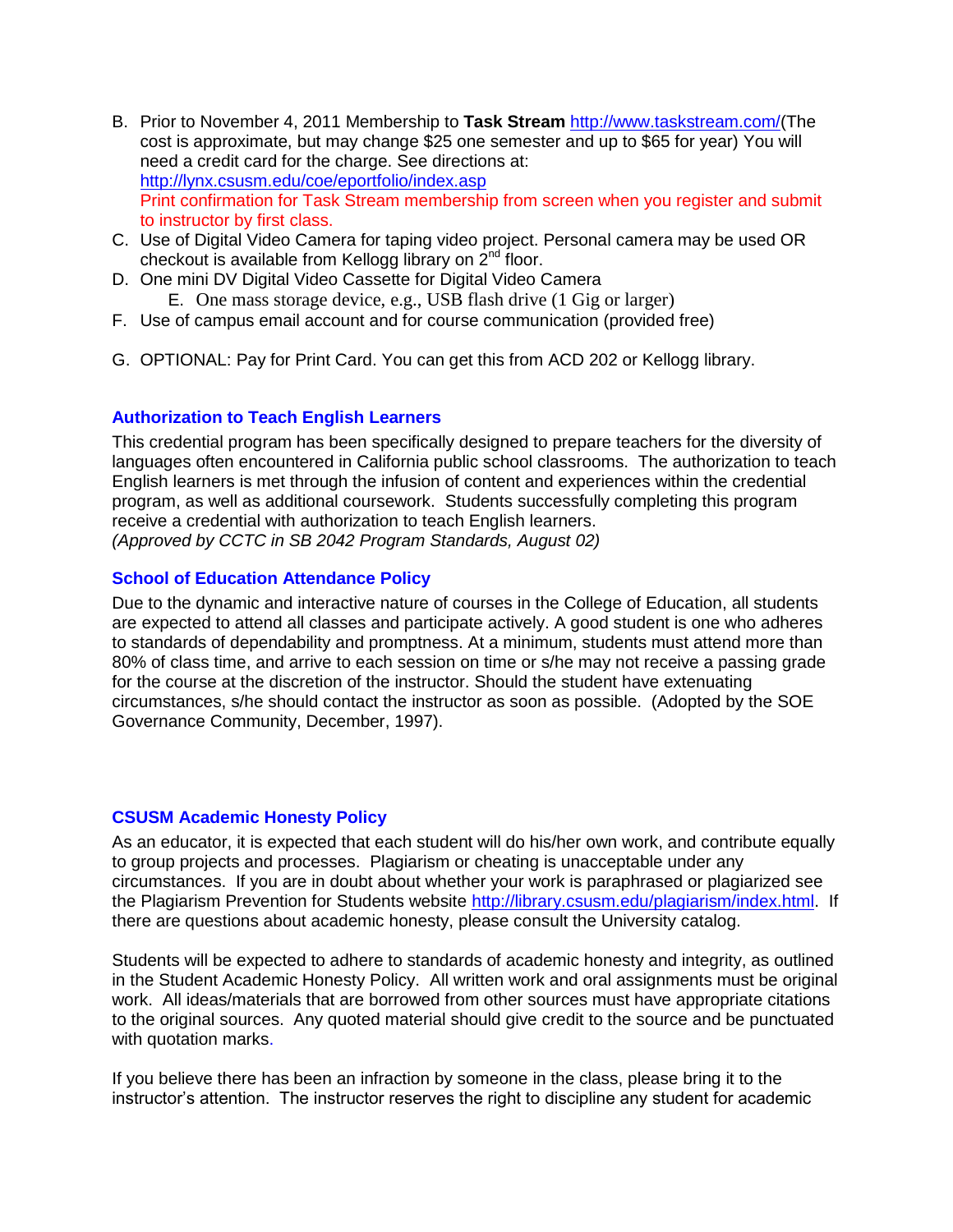B. Prior to November 4, 2011 Membership to **Task Stream** http://www.taskstream.com/(The cost is approximate, but may change $25 one semester and up to $65 for year) You will need a credit card for the charge. See directions at: http://lynx.csusm.edu/coe/eportfolio/index.asp
   Print confirmation for Task Stream membership from screen when you register and submit to instructor by first class.
C. Use of Digital Video Camera for taping video project. Personal camera may be used OR checkout is available from Kellogg library on 2nd floor.
D. One mini DV Digital Video Cassette for Digital Video Camera
E. One mass storage device, e.g., USB flash drive (1 Gig or larger)
F. Use of campus email account and for course communication (provided free)
G. OPTIONAL: Pay for Print Card. You can get this from ACD 202 or Kellogg library.

### Authorization to Teach English Learners

This credential program has been specifically designed to prepare teachers for the diversity of languages often encountered in California public school classrooms. The authorization to teach English learners is met through the infusion of content and experiences within the credential program, as well as additional coursework. Students successfully completing this program receive a credential with authorization to teach English learners.
*(Approved by CCTC in SB 2042 Program Standards, August 02)*

### School of Education Attendance Policy

Due to the dynamic and interactive nature of courses in the College of Education, all students are expected to attend all classes and participate actively. A good student is one who adheres to standards of dependability and promptness. At a minimum, students must attend more than 80% of class time, and arrive to each session on time or s/he may not receive a passing grade for the course at the discretion of the instructor. Should the student have extenuating circumstances, s/he should contact the instructor as soon as possible. (Adopted by the SOE Governance Community, December, 1997).

### CSUSM Academic Honesty Policy

As an educator, it is expected that each student will do his/her own work, and contribute equally to group projects and processes. Plagiarism or cheating is unacceptable under any circumstances. If you are in doubt about whether your work is paraphrased or plagiarized see the Plagiarism Prevention for Students website http://library.csusm.edu/plagiarism/index.html. If there are questions about academic honesty, please consult the University catalog.

Students will be expected to adhere to standards of academic honesty and integrity, as outlined in the Student Academic Honesty Policy. All written work and oral assignments must be original work. All ideas/materials that are borrowed from other sources must have appropriate citations to the original sources. Any quoted material should give credit to the source and be punctuated with quotation marks.

If you believe there has been an infraction by someone in the class, please bring it to the instructor's attention. The instructor reserves the right to discipline any student for academic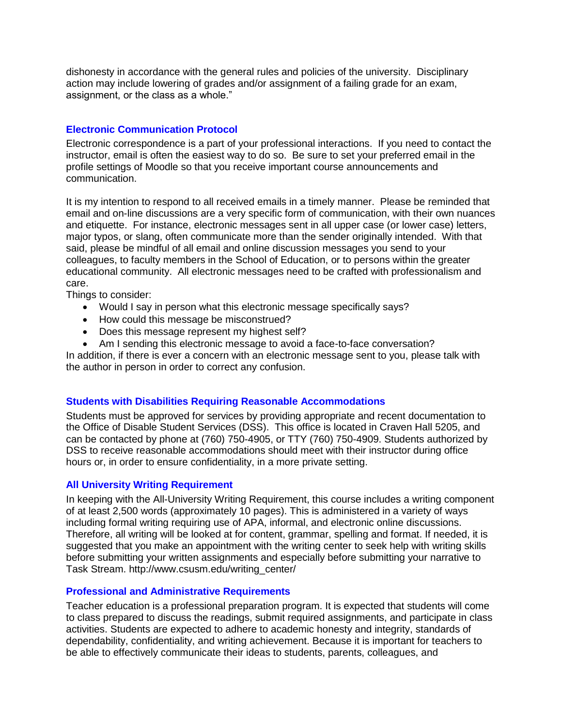dishonesty in accordance with the general rules and policies of the university. Disciplinary action may include lowering of grades and/or assignment of a failing grade for an exam, assignment, or the class as a whole."

### Electronic Communication Protocol

Electronic correspondence is a part of your professional interactions. If you need to contact the instructor, email is often the easiest way to do so. Be sure to set your preferred email in the profile settings of Moodle so that you receive important course announcements and communication.

It is my intention to respond to all received emails in a timely manner. Please be reminded that email and on-line discussions are a very specific form of communication, with their own nuances and etiquette. For instance, electronic messages sent in all upper case (or lower case) letters, major typos, or slang, often communicate more than the sender originally intended. With that said, please be mindful of all email and online discussion messages you send to your colleagues, to faculty members in the School of Education, or to persons within the greater educational community. All electronic messages need to be crafted with professionalism and care.

Things to consider:

- Would I say in person what this electronic message specifically says?
- How could this message be misconstrued?
- Does this message represent my highest self?
- Am I sending this electronic message to avoid a face-to-face conversation?

In addition, if there is ever a concern with an electronic message sent to you, please talk with the author in person in order to correct any confusion.

### Students with Disabilities Requiring Reasonable Accommodations

Students must be approved for services by providing appropriate and recent documentation to the Office of Disable Student Services (DSS). This office is located in Craven Hall 5205, and can be contacted by phone at (760) 750-4905, or TTY (760) 750-4909. Students authorized by DSS to receive reasonable accommodations should meet with their instructor during office hours or, in order to ensure confidentiality, in a more private setting.

### All University Writing Requirement

In keeping with the All-University Writing Requirement, this course includes a writing component of at least 2,500 words (approximately 10 pages). This is administered in a variety of ways including formal writing requiring use of APA, informal, and electronic online discussions. Therefore, all writing will be looked at for content, grammar, spelling and format. If needed, it is suggested that you make an appointment with the writing center to seek help with writing skills before submitting your written assignments and especially before submitting your narrative to Task Stream. http://www.csusm.edu/writing_center/

### Professional and Administrative Requirements

Teacher education is a professional preparation program. It is expected that students will come to class prepared to discuss the readings, submit required assignments, and participate in class activities. Students are expected to adhere to academic honesty and integrity, standards of dependability, confidentiality, and writing achievement. Because it is important for teachers to be able to effectively communicate their ideas to students, parents, colleagues, and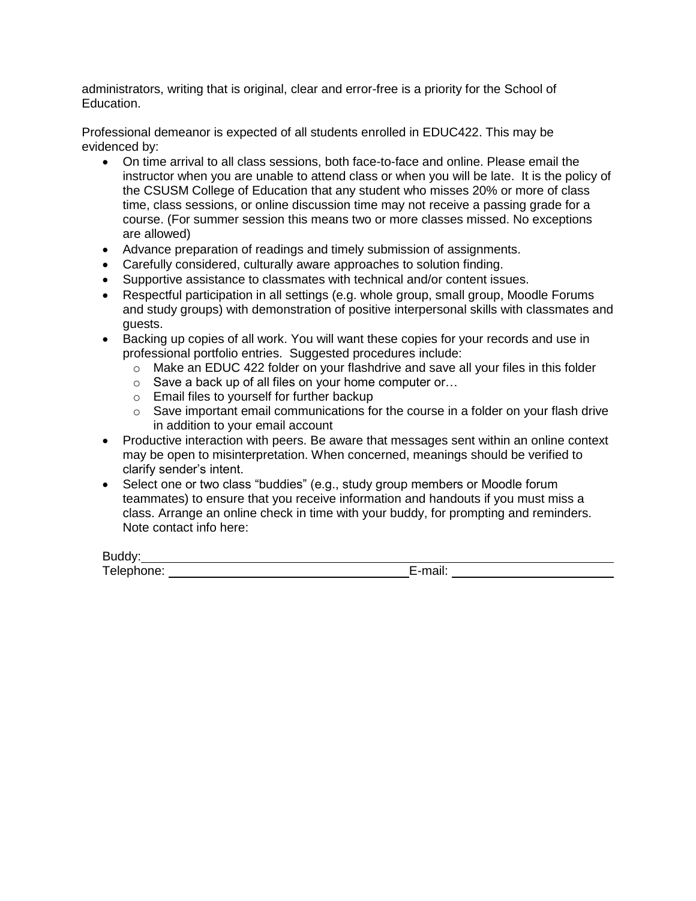administrators, writing that is original, clear and error-free is a priority for the School of Education.

Professional demeanor is expected of all students enrolled in EDUC422. This may be evidenced by:

- On time arrival to all class sessions, both face-to-face and online. Please email the instructor when you are unable to attend class or when you will be late. It is the policy of the CSUSM College of Education that any student who misses 20% or more of class time, class sessions, or online discussion time may not receive a passing grade for a course. (For summer session this means two or more classes missed. No exceptions are allowed)
- Advance preparation of readings and timely submission of assignments.
- Carefully considered, culturally aware approaches to solution finding.
- Supportive assistance to classmates with technical and/or content issues.
- Respectful participation in all settings (e.g. whole group, small group, Moodle Forums and study groups) with demonstration of positive interpersonal skills with classmates and guests.
- Backing up copies of all work. You will want these copies for your records and use in professional portfolio entries. Suggested procedures include:
  - Make an EDUC 422 folder on your flashdrive and save all your files in this folder
  - Save a back up of all files on your home computer or…
  - Email files to yourself for further backup
  - Save important email communications for the course in a folder on your flash drive in addition to your email account
- Productive interaction with peers. Be aware that messages sent within an online context may be open to misinterpretation. When concerned, meanings should be verified to clarify sender's intent.
- Select one or two class "buddies" (e.g., study group members or Moodle forum teammates) to ensure that you receive information and handouts if you must miss a class. Arrange an online check in time with your buddy, for prompting and reminders. Note contact info here:

Buddy: ______________________________________________________________

Telephone: ________________________________ E-mail: ____________________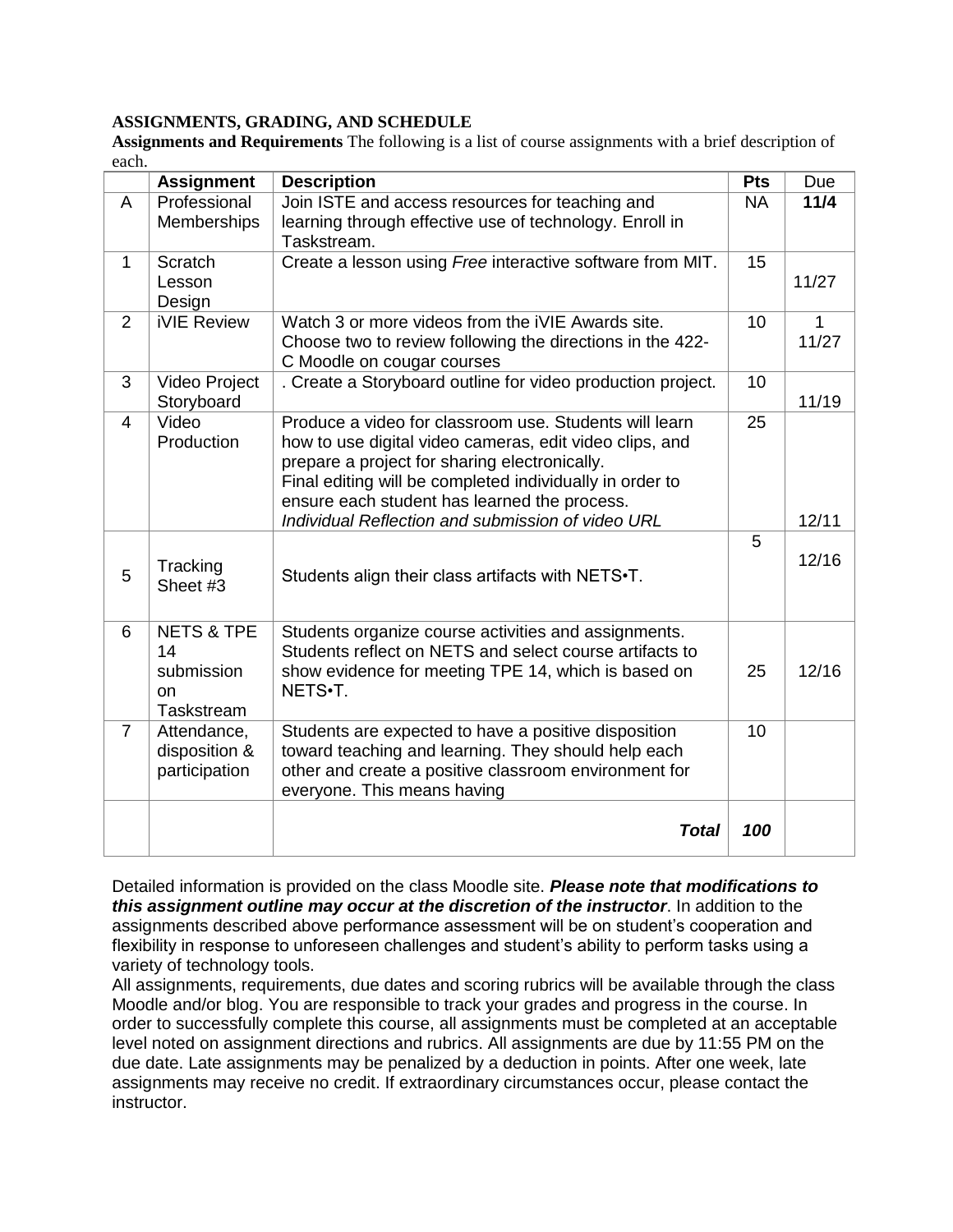**ASSIGNMENTS, GRADING, AND SCHEDULE**

**Assignments and Requirements** The following is a list of course assignments with a brief description of each.

| | Assignment | Description | Pts | Due |
|---|---|---|---|---|
| A | Professional Memberships | Join ISTE and access resources for teaching and learning through effective use of technology. Enroll in Taskstream. | NA | **11/4** |
| 1 | Scratch Lesson Design | Create a lesson using *Free* interactive software from MIT. | 15 | 11/27 |
| 2 | iVIE Review | Watch 3 or more videos from the iVIE Awards site. Choose two to review following the directions in the 422-C Moodle on cougar courses | 10 | 1 11/27 |
| 3 | Video Project Storyboard | . Create a Storyboard outline for video production project. | 10 | 11/19 |
| 4 | Video Production | Produce a video for classroom use. Students will learn how to use digital video cameras, edit video clips, and prepare a project for sharing electronically. Final editing will be completed individually in order to ensure each student has learned the process. *Individual Reflection and submission of video URL* | 25 | 12/11 |
| 5 | Tracking Sheet #3 | Students align their class artifacts with NETS•T. | 5 | 12/16 |
| 6 | NETS & TPE 14 submission on Taskstream | Students organize course activities and assignments. Students reflect on NETS and select course artifacts to show evidence for meeting TPE 14, which is based on NETS•T. | 25 | 12/16 |
| 7 | Attendance, disposition & participation | Students are expected to have a positive disposition toward teaching and learning. They should help each other and create a positive classroom environment for everyone. This means having | 10 | |
| | | ***Total*** | ***100*** | |

Detailed information is provided on the class Moodle site. ***Please note that modifications to this assignment outline may occur at the discretion of the instructor***. In addition to the assignments described above performance assessment will be on student's cooperation and flexibility in response to unforeseen challenges and student's ability to perform tasks using a variety of technology tools.

All assignments, requirements, due dates and scoring rubrics will be available through the class Moodle and/or blog. You are responsible to track your grades and progress in the course. In order to successfully complete this course, all assignments must be completed at an acceptable level noted on assignment directions and rubrics. All assignments are due by 11:55 PM on the due date. Late assignments may be penalized by a deduction in points. After one week, late assignments may receive no credit. If extraordinary circumstances occur, please contact the instructor.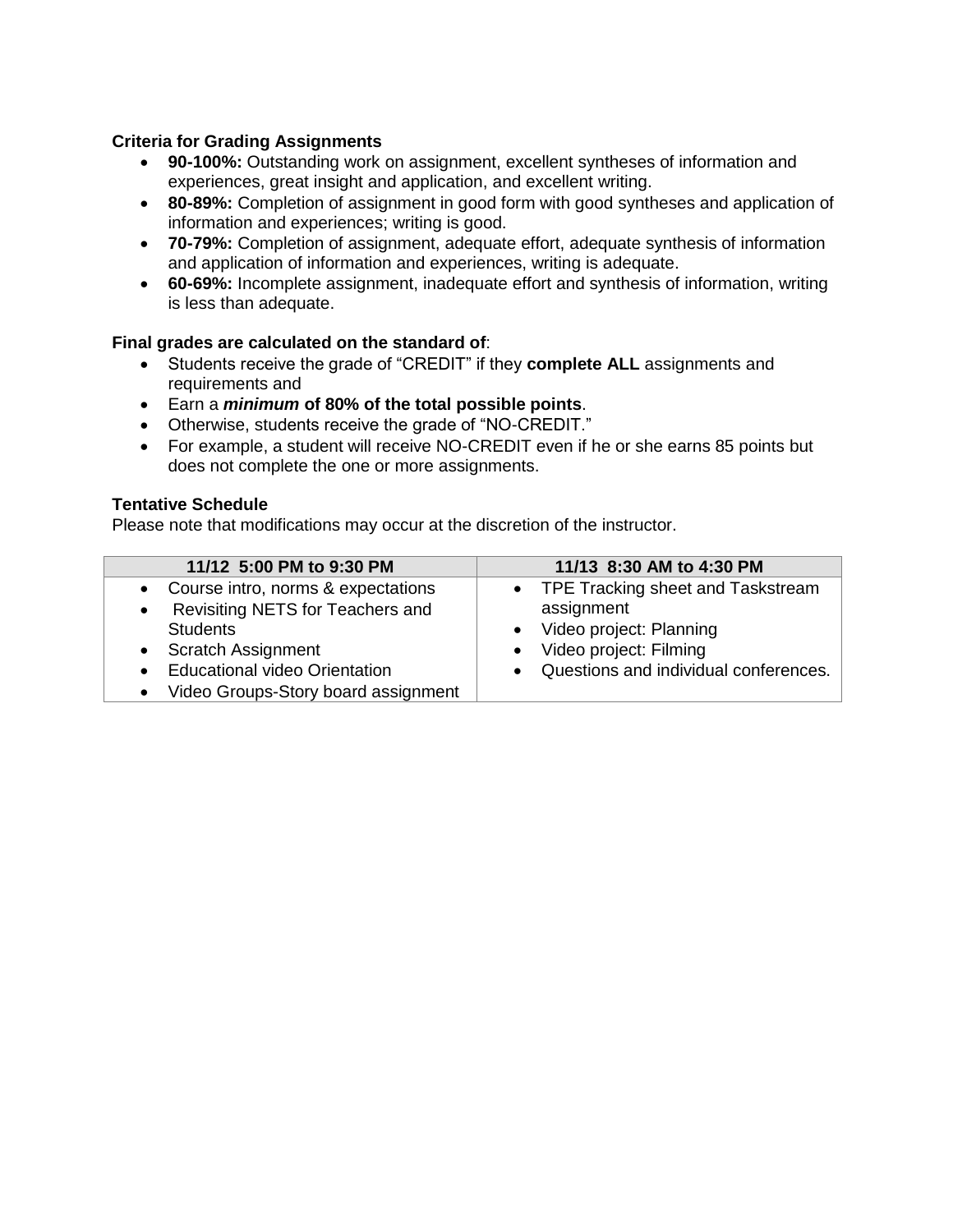**Criteria for Grading Assignments**

- **90-100%:** Outstanding work on assignment, excellent syntheses of information and experiences, great insight and application, and excellent writing.
- **80-89%:** Completion of assignment in good form with good syntheses and application of information and experiences; writing is good.
- **70-79%:** Completion of assignment, adequate effort, adequate synthesis of information and application of information and experiences, writing is adequate.
- **60-69%:** Incomplete assignment, inadequate effort and synthesis of information, writing is less than adequate.

**Final grades are calculated on the standard of**:

- Students receive the grade of "CREDIT" if they **complete ALL** assignments and requirements and
- Earn a ***minimum*** **of 80% of the total possible points**.
- Otherwise, students receive the grade of "NO-CREDIT."
- For example, a student will receive NO-CREDIT even if he or she earns 85 points but does not complete the one or more assignments.

**Tentative Schedule**

Please note that modifications may occur at the discretion of the instructor.

| 11/12 5:00 PM to 9:30 PM | 11/13 8:30 AM to 4:30 PM |
|---|---|
| • Course intro, norms & expectations<br>• Revisiting NETS for Teachers and Students<br>• Scratch Assignment<br>• Educational video Orientation<br>• Video Groups-Story board assignment | • TPE Tracking sheet and Taskstream assignment<br>• Video project: Planning<br>• Video project: Filming<br>• Questions and individual conferences. |